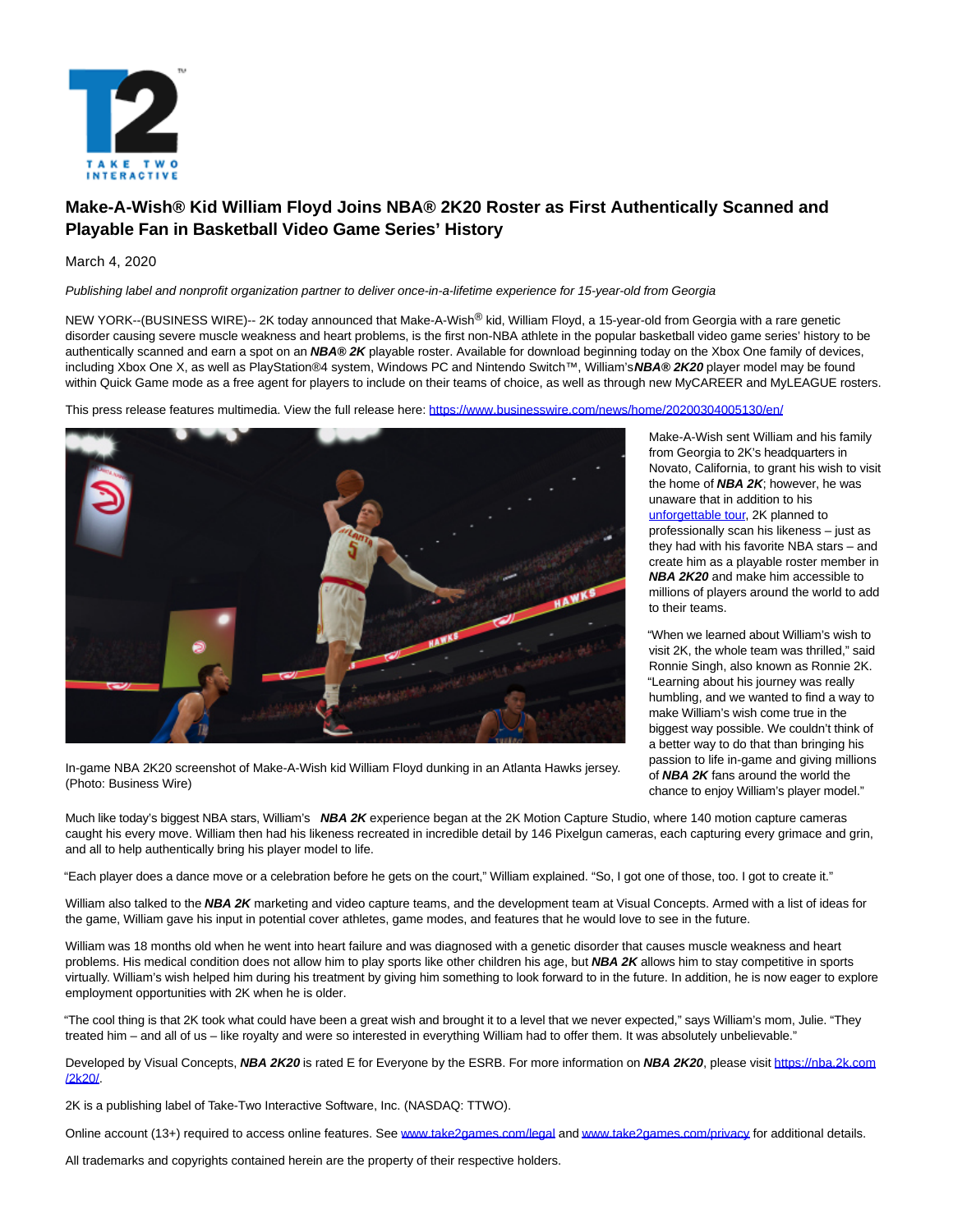# Make-A-Wish® Kid William Floyd Joins NBA® 2K20 Roster as First Authentically Scanned and Playable Fan in Basketball Video Game Series' History

March 4, 2020

*Publishing label and nonprofit organization partner to deliver once-in-a-lifetime experience for 15-year-old from Georgia*

NEW YORK--(BUSINESS WIRE)-- 2K today announced that Make-A-Wish® kid, William Floyd, a 15-year-old from Georgia with a rare genetic disorder causing severe muscle weakness and heart problems, is the first non-NBA athlete in the popular basketball video game series' history to be authentically scanned and earn a spot on an ***NBA® 2K*** playable roster. Available for download beginning today on the Xbox One family of devices, including Xbox One X, as well as PlayStation®4 system, Windows PC and Nintendo Switch™, William's ***NBA® 2K20*** player model may be found within Quick Game mode as a free agent for players to include on their teams of choice, as well as through new MyCAREER and MyLEAGUE rosters.

This press release features multimedia. View the full release here: https://www.businesswire.com/news/home/20200304005130/en/

In-game NBA 2K20 screenshot of Make-A-Wish kid William Floyd dunking in an Atlanta Hawks jersey. (Photo: Business Wire)

Make-A-Wish sent William and his family from Georgia to 2K's headquarters in Novato, California, to grant his wish to visit the home of ***NBA 2K***; however, he was unaware that in addition to his unforgettable tour, 2K planned to professionally scan his likeness – just as they had with his favorite NBA stars – and create him as a playable roster member in ***NBA 2K20*** and make him accessible to millions of players around the world to add to their teams.

"When we learned about William's wish to visit 2K, the whole team was thrilled," said Ronnie Singh, also known as Ronnie 2K. "Learning about his journey was really humbling, and we wanted to find a way to make William's wish come true in the biggest way possible. We couldn't think of a better way to do that than bringing his passion to life in-game and giving millions of ***NBA 2K*** fans around the world the chance to enjoy William's player model."

Much like today's biggest NBA stars, William's ***NBA 2K*** experience began at the 2K Motion Capture Studio, where 140 motion capture cameras caught his every move. William then had his likeness recreated in incredible detail by 146 Pixelgun cameras, each capturing every grimace and grin, and all to help authentically bring his player model to life.

"Each player does a dance move or a celebration before he gets on the court," William explained. "So, I got one of those, too. I got to create it."

William also talked to the ***NBA 2K*** marketing and video capture teams, and the development team at Visual Concepts. Armed with a list of ideas for the game, William gave his input in potential cover athletes, game modes, and features that he would love to see in the future.

William was 18 months old when he went into heart failure and was diagnosed with a genetic disorder that causes muscle weakness and heart problems. His medical condition does not allow him to play sports like other children his age, but ***NBA 2K*** allows him to stay competitive in sports virtually. William's wish helped him during his treatment by giving him something to look forward to in the future. In addition, he is now eager to explore employment opportunities with 2K when he is older.

"The cool thing is that 2K took what could have been a great wish and brought it to a level that we never expected," says William's mom, Julie. "They treated him – and all of us – like royalty and were so interested in everything William had to offer them. It was absolutely unbelievable."

Developed by Visual Concepts, ***NBA 2K20*** is rated E for Everyone by the ESRB. For more information on ***NBA 2K20***, please visit https://nba.2k.com/2k20/.

2K is a publishing label of Take-Two Interactive Software, Inc. (NASDAQ: TTWO).

Online account (13+) required to access online features. See www.take2games.com/legal and www.take2games.com/privacy for additional details.

All trademarks and copyrights contained herein are the property of their respective holders.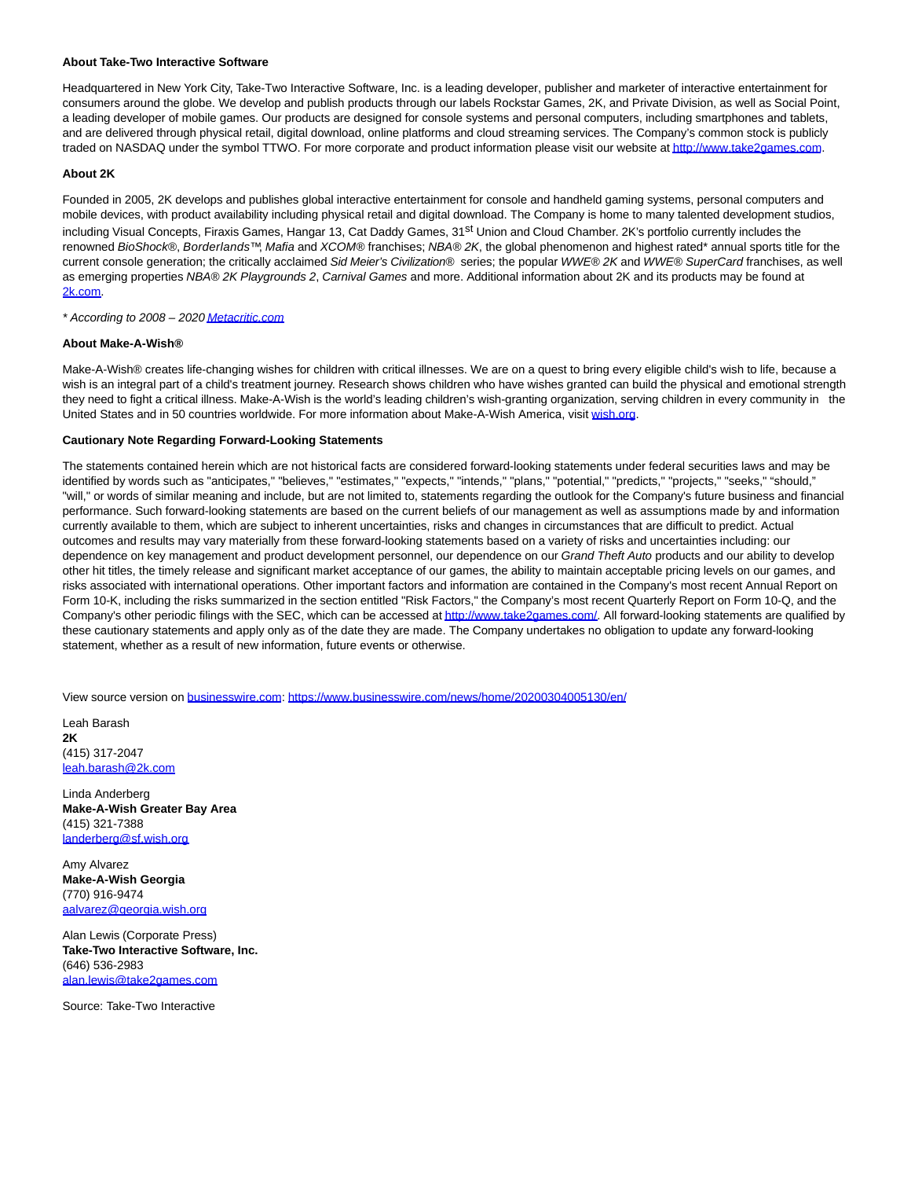**About Take-Two Interactive Software**

Headquartered in New York City, Take-Two Interactive Software, Inc. is a leading developer, publisher and marketer of interactive entertainment for consumers around the globe. We develop and publish products through our labels Rockstar Games, 2K, and Private Division, as well as Social Point, a leading developer of mobile games. Our products are designed for console systems and personal computers, including smartphones and tablets, and are delivered through physical retail, digital download, online platforms and cloud streaming services. The Company's common stock is publicly traded on NASDAQ under the symbol TTWO. For more corporate and product information please visit our website at http://www.take2games.com.

**About 2K**

Founded in 2005, 2K develops and publishes global interactive entertainment for console and handheld gaming systems, personal computers and mobile devices, with product availability including physical retail and digital download. The Company is home to many talented development studios, including Visual Concepts, Firaxis Games, Hangar 13, Cat Daddy Games, 31st Union and Cloud Chamber. 2K's portfolio currently includes the renowned *BioShock®*, *Borderlands™*, *Mafia* and *XCOM®* franchises; *NBA® 2K*, the global phenomenon and highest rated* annual sports title for the current console generation; the critically acclaimed *Sid Meier's Civilization®* series; the popular *WWE® 2K* and *WWE® SuperCard* franchises, as well as emerging properties *NBA® 2K Playgrounds 2*, *Carnival Games* and more. Additional information about 2K and its products may be found at 2k.com.

*\* According to 2008 – 2020 Metacritic.com*

**About Make-A-Wish®**

Make-A-Wish® creates life-changing wishes for children with critical illnesses. We are on a quest to bring every eligible child's wish to life, because a wish is an integral part of a child's treatment journey. Research shows children who have wishes granted can build the physical and emotional strength they need to fight a critical illness. Make-A-Wish is the world's leading children's wish-granting organization, serving children in every community in the United States and in 50 countries worldwide. For more information about Make-A-Wish America, visit wish.org.

**Cautionary Note Regarding Forward-Looking Statements**

The statements contained herein which are not historical facts are considered forward-looking statements under federal securities laws and may be identified by words such as "anticipates," "believes," "estimates," "expects," "intends," "plans," "potential," "predicts," "projects," "seeks," "should," "will," or words of similar meaning and include, but are not limited to, statements regarding the outlook for the Company's future business and financial performance. Such forward-looking statements are based on the current beliefs of our management as well as assumptions made by and information currently available to them, which are subject to inherent uncertainties, risks and changes in circumstances that are difficult to predict. Actual outcomes and results may vary materially from these forward-looking statements based on a variety of risks and uncertainties including: our dependence on key management and product development personnel, our dependence on our *Grand Theft Auto* products and our ability to develop other hit titles, the timely release and significant market acceptance of our games, the ability to maintain acceptable pricing levels on our games, and risks associated with international operations. Other important factors and information are contained in the Company's most recent Annual Report on Form 10-K, including the risks summarized in the section entitled "Risk Factors," the Company's most recent Quarterly Report on Form 10-Q, and the Company's other periodic filings with the SEC, which can be accessed at http://www.take2games.com/. All forward-looking statements are qualified by these cautionary statements and apply only as of the date they are made. The Company undertakes no obligation to update any forward-looking statement, whether as a result of new information, future events or otherwise.

View source version on businesswire.com: https://www.businesswire.com/news/home/20200304005130/en/

Leah Barash
**2K**
(415) 317-2047
leah.barash@2k.com

Linda Anderberg
**Make-A-Wish Greater Bay Area**
(415) 321-7388
landerberg@sf.wish.org

Amy Alvarez
**Make-A-Wish Georgia**
(770) 916-9474
aalvarez@georgia.wish.org

Alan Lewis (Corporate Press)
**Take-Two Interactive Software, Inc.**
(646) 536-2983
alan.lewis@take2games.com

Source: Take-Two Interactive